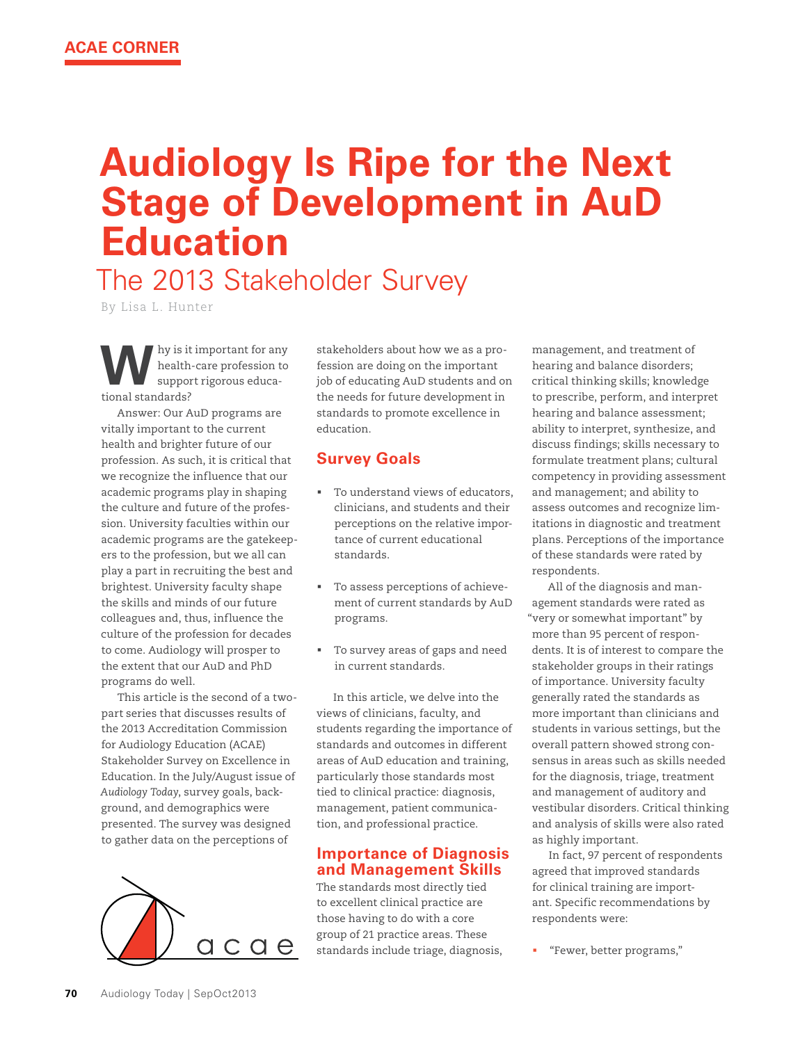ACAE CORNER

# Audiology Is Ripe for the Next Stage of Development in AuD Education

## The 2013 Stakeholder Survey

By Lisa L. Hunter

Why is it important for any health-care profession to support rigorous educational standards?

Answer: Our AuD programs are vitally important to the current health and brighter future of our profession. As such, it is critical that we recognize the influence that our academic programs play in shaping the culture and future of the profession. University faculties within our academic programs are the gatekeepers to the profession, but we all can play a part in recruiting the best and brightest. University faculty shape the skills and minds of our future colleagues and, thus, influence the culture of the profession for decades to come. Audiology will prosper to the extent that our AuD and PhD programs do well.

This article is the second of a two-part series that discusses results of the 2013 Accreditation Commission for Audiology Education (ACAE) Stakeholder Survey on Excellence in Education. In the July/August issue of *Audiology Today*, survey goals, background, and demographics were presented. The survey was designed to gather data on the perceptions of stakeholders about how we as a profession are doing on the important job of educating AuD students and on the needs for future development in standards to promote excellence in education.

## Survey Goals

- To understand views of educators, clinicians, and students and their perceptions on the relative importance of current educational standards.
- To assess perceptions of achievement of current standards by AuD programs.
- To survey areas of gaps and need in current standards.

In this article, we delve into the views of clinicians, faculty, and students regarding the importance of standards and outcomes in different areas of AuD education and training, particularly those standards most tied to clinical practice: diagnosis, management, patient communication, and professional practice.

## Importance of Diagnosis and Management Skills

The standards most directly tied to excellent clinical practice are those having to do with a core group of 21 practice areas. These standards include triage, diagnosis, management, and treatment of hearing and balance disorders; critical thinking skills; knowledge to prescribe, perform, and interpret hearing and balance assessment; ability to interpret, synthesize, and discuss findings; skills necessary to formulate treatment plans; cultural competency in providing assessment and management; and ability to assess outcomes and recognize limitations in diagnostic and treatment plans. Perceptions of the importance of these standards were rated by respondents.

All of the diagnosis and management standards were rated as "very or somewhat important" by more than 95 percent of respondents. It is of interest to compare the stakeholder groups in their ratings of importance. University faculty generally rated the standards as more important than clinicians and students in various settings, but the overall pattern showed strong consensus in areas such as skills needed for the diagnosis, triage, treatment and management of auditory and vestibular disorders. Critical thinking and analysis of skills were also rated as highly important.

In fact, 97 percent of respondents agreed that improved standards for clinical training are important. Specific recommendations by respondents were:

- "Fewer, better programs,"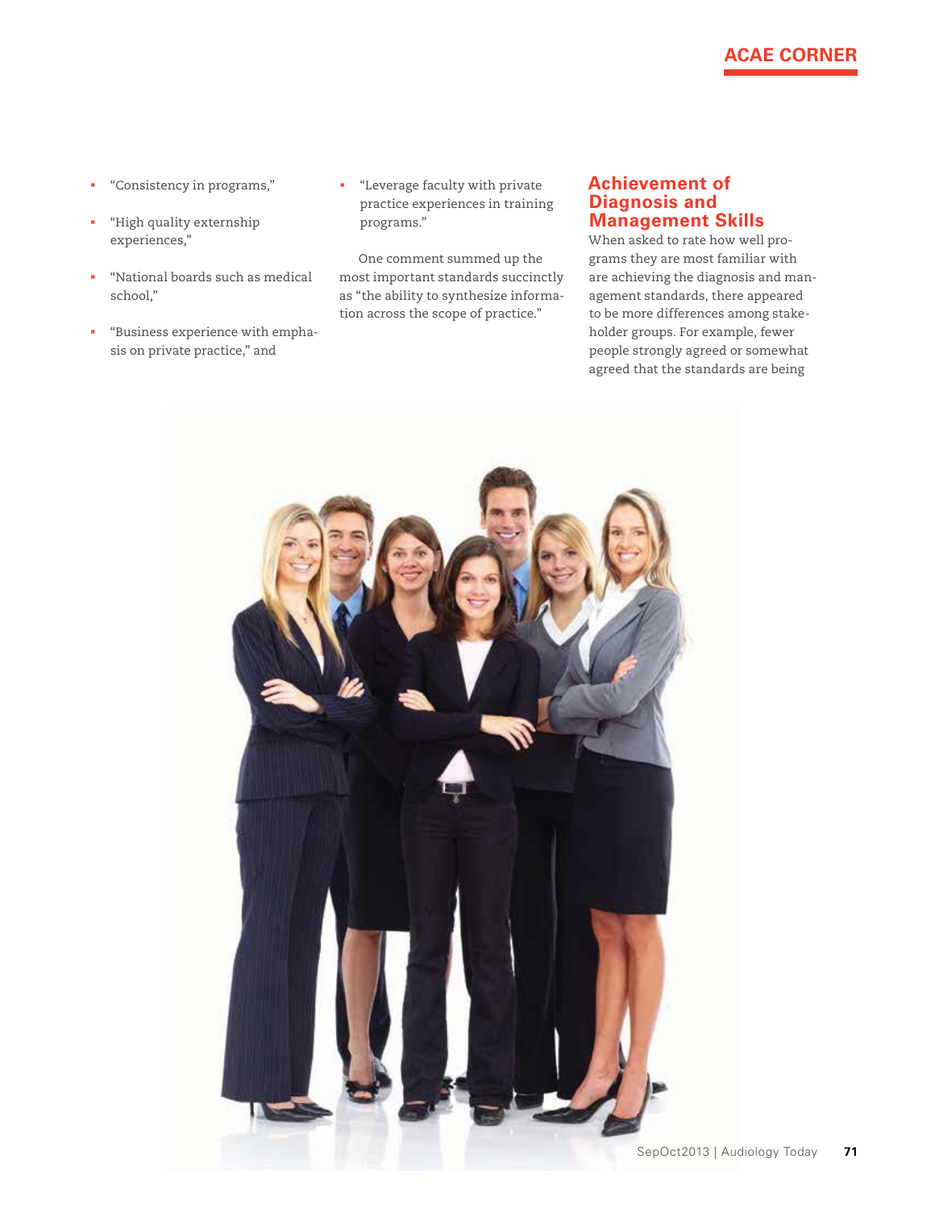- “Consistency in programs,”
- “High quality externship experiences,”
- “National boards such as medical school,”
- “Business experience with emphasis on private practice,” and
- “Leverage faculty with private practice experiences in training programs.”

One comment summed up the most important standards succinctly as “the ability to synthesize information across the scope of practice.”

## Achievement of Diagnosis and Management Skills

When asked to rate how well programs they are most familiar with are achieving the diagnosis and management standards, there appeared to be more differences among stakeholder groups. For example, fewer people strongly agreed or somewhat agreed that the standards are being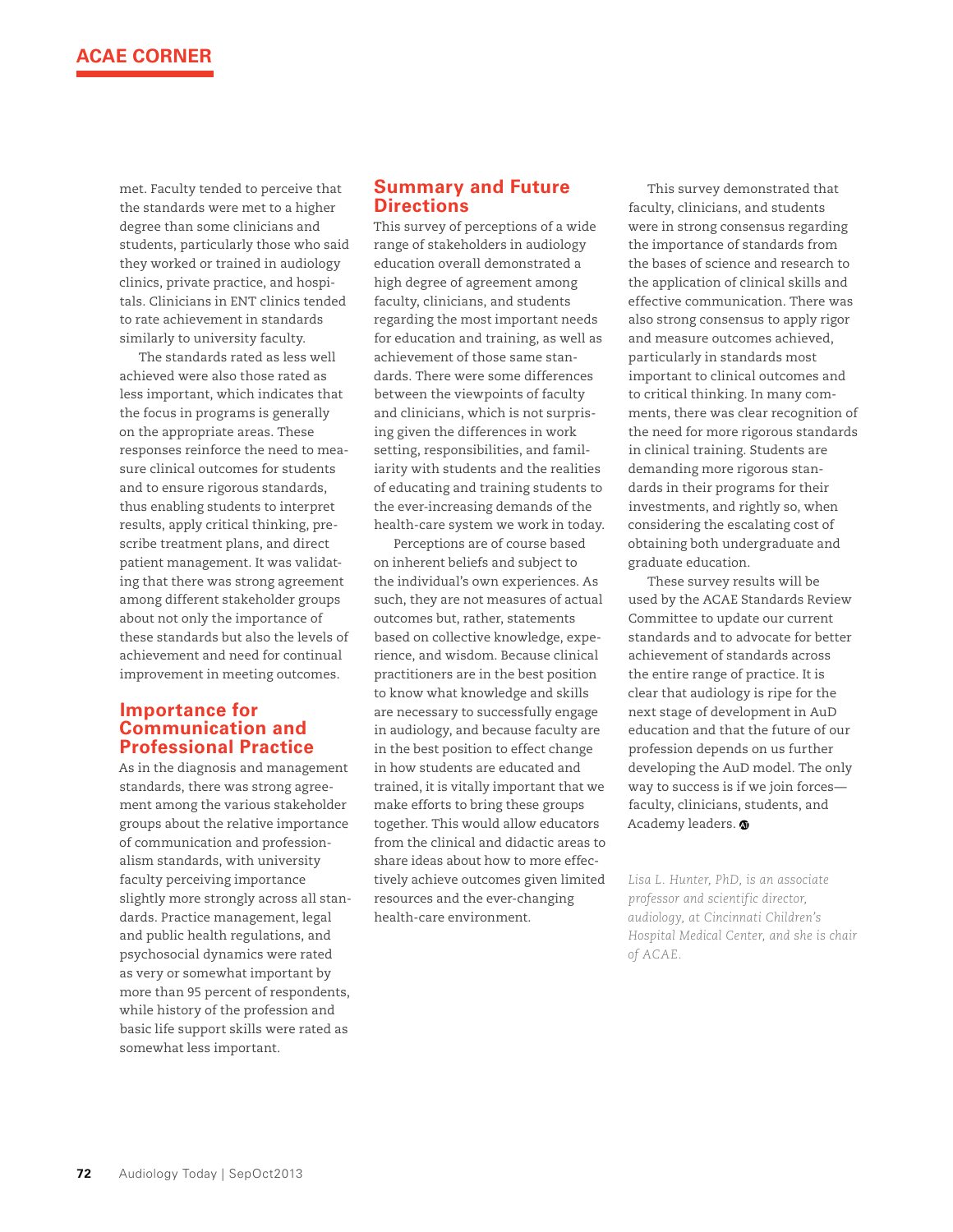met. Faculty tended to perceive that the standards were met to a higher degree than some clinicians and students, particularly those who said they worked or trained in audiology clinics, private practice, and hospitals. Clinicians in ENT clinics tended to rate achievement in standards similarly to university faculty.

The standards rated as less well achieved were also those rated as less important, which indicates that the focus in programs is generally on the appropriate areas. These responses reinforce the need to measure clinical outcomes for students and to ensure rigorous standards, thus enabling students to interpret results, apply critical thinking, prescribe treatment plans, and direct patient management. It was validating that there was strong agreement among different stakeholder groups about not only the importance of these standards but also the levels of achievement and need for continual improvement in meeting outcomes.

## Importance for Communication and Professional Practice

As in the diagnosis and management standards, there was strong agreement among the various stakeholder groups about the relative importance of communication and professionalism standards, with university faculty perceiving importance slightly more strongly across all standards. Practice management, legal and public health regulations, and psychosocial dynamics were rated as very or somewhat important by more than 95 percent of respondents, while history of the profession and basic life support skills were rated as somewhat less important.

## Summary and Future Directions

This survey of perceptions of a wide range of stakeholders in audiology education overall demonstrated a high degree of agreement among faculty, clinicians, and students regarding the most important needs for education and training, as well as achievement of those same standards. There were some differences between the viewpoints of faculty and clinicians, which is not surprising given the differences in work setting, responsibilities, and familiarity with students and the realities of educating and training students to the ever-increasing demands of the health-care system we work in today.

Perceptions are of course based on inherent beliefs and subject to the individual's own experiences. As such, they are not measures of actual outcomes but, rather, statements based on collective knowledge, experience, and wisdom. Because clinical practitioners are in the best position to know what knowledge and skills are necessary to successfully engage in audiology, and because faculty are in the best position to effect change in how students are educated and trained, it is vitally important that we make efforts to bring these groups together. This would allow educators from the clinical and didactic areas to share ideas about how to more effectively achieve outcomes given limited resources and the ever-changing health-care environment.

This survey demonstrated that faculty, clinicians, and students were in strong consensus regarding the importance of standards from the bases of science and research to the application of clinical skills and effective communication. There was also strong consensus to apply rigor and measure outcomes achieved, particularly in standards most important to clinical outcomes and to critical thinking. In many comments, there was clear recognition of the need for more rigorous standards in clinical training. Students are demanding more rigorous standards in their programs for their investments, and rightly so, when considering the escalating cost of obtaining both undergraduate and graduate education.

These survey results will be used by the ACAE Standards Review Committee to update our current standards and to advocate for better achievement of standards across the entire range of practice. It is clear that audiology is ripe for the next stage of development in AuD education and that the future of our profession depends on us further developing the AuD model. The only way to success is if we join forces—faculty, clinicians, students, and Academy leaders.

*Lisa L. Hunter, PhD, is an associate professor and scientific director, audiology, at Cincinnati Children's Hospital Medical Center, and she is chair of ACAE.*